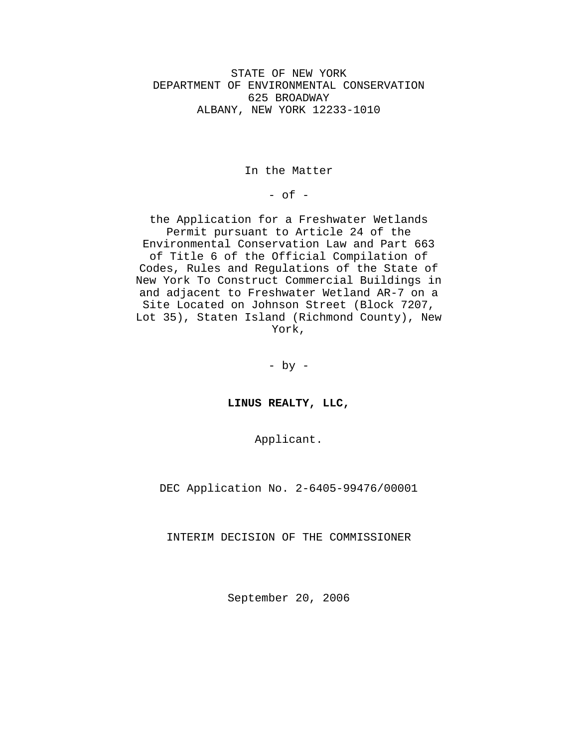STATE OF NEW YORK
DEPARTMENT OF ENVIRONMENTAL CONSERVATION
625 BROADWAY
ALBANY, NEW YORK 12233-1010

In the Matter

- of -

the Application for a Freshwater Wetlands Permit pursuant to Article 24 of the Environmental Conservation Law and Part 663 of Title 6 of the Official Compilation of Codes, Rules and Regulations of the State of New York To Construct Commercial Buildings in and adjacent to Freshwater Wetland AR-7 on a Site Located on Johnson Street (Block 7207, Lot 35), Staten Island (Richmond County), New York,

- by -

**LINUS REALTY, LLC,**

Applicant.

DEC Application No. 2-6405-99476/00001

INTERIM DECISION OF THE COMMISSIONER

September 20, 2006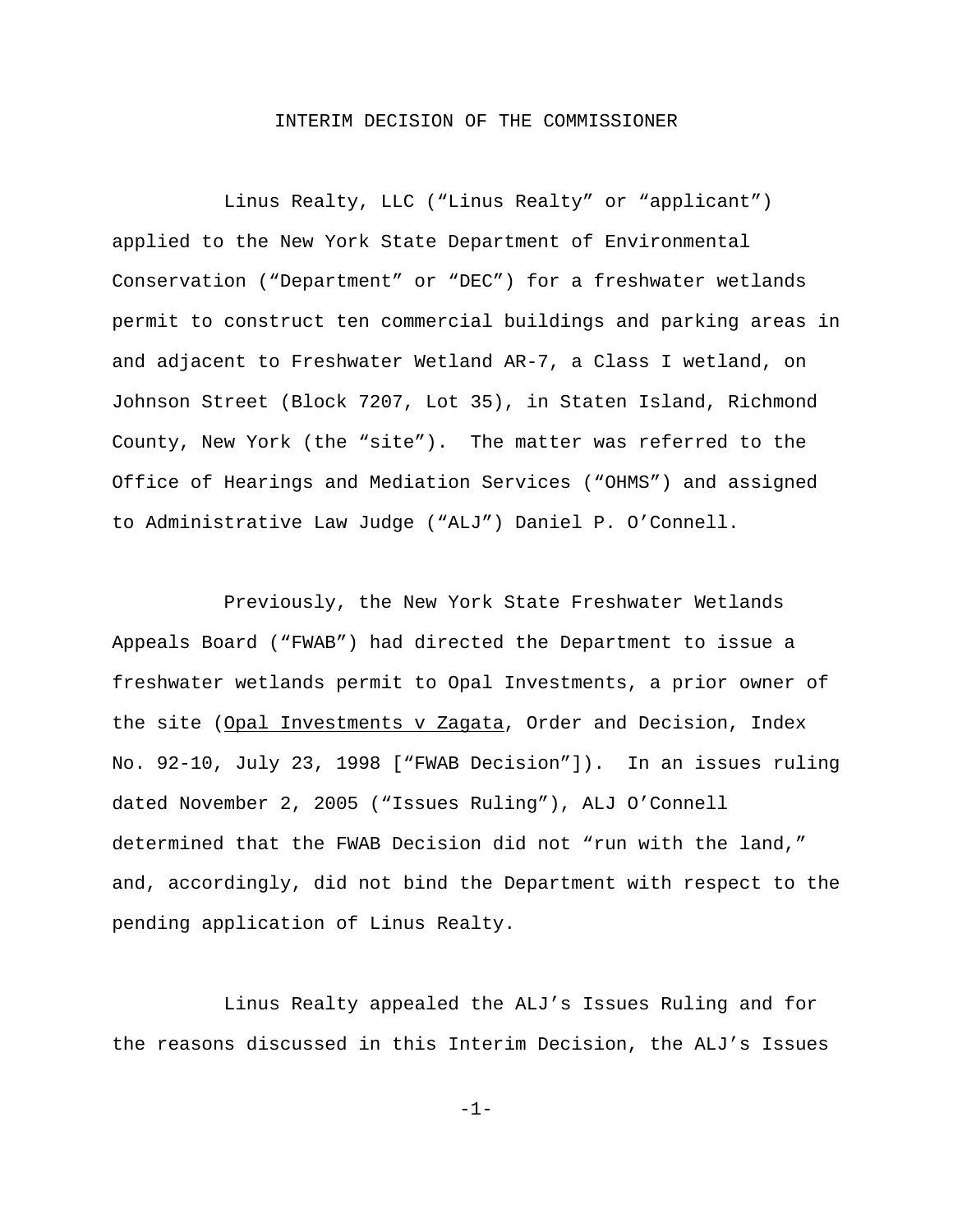INTERIM DECISION OF THE COMMISSIONER

Linus Realty, LLC ("Linus Realty" or "applicant") applied to the New York State Department of Environmental Conservation ("Department" or "DEC") for a freshwater wetlands permit to construct ten commercial buildings and parking areas in and adjacent to Freshwater Wetland AR-7, a Class I wetland, on Johnson Street (Block 7207, Lot 35), in Staten Island, Richmond County, New York (the "site"). The matter was referred to the Office of Hearings and Mediation Services ("OHMS") and assigned to Administrative Law Judge ("ALJ") Daniel P. O'Connell.

Previously, the New York State Freshwater Wetlands Appeals Board ("FWAB") had directed the Department to issue a freshwater wetlands permit to Opal Investments, a prior owner of the site (<u>Opal Investments v Zagata</u>, Order and Decision, Index No. 92-10, July 23, 1998 ["FWAB Decision"]). In an issues ruling dated November 2, 2005 ("Issues Ruling"), ALJ O'Connell determined that the FWAB Decision did not "run with the land," and, accordingly, did not bind the Department with respect to the pending application of Linus Realty.

Linus Realty appealed the ALJ's Issues Ruling and for the reasons discussed in this Interim Decision, the ALJ's Issues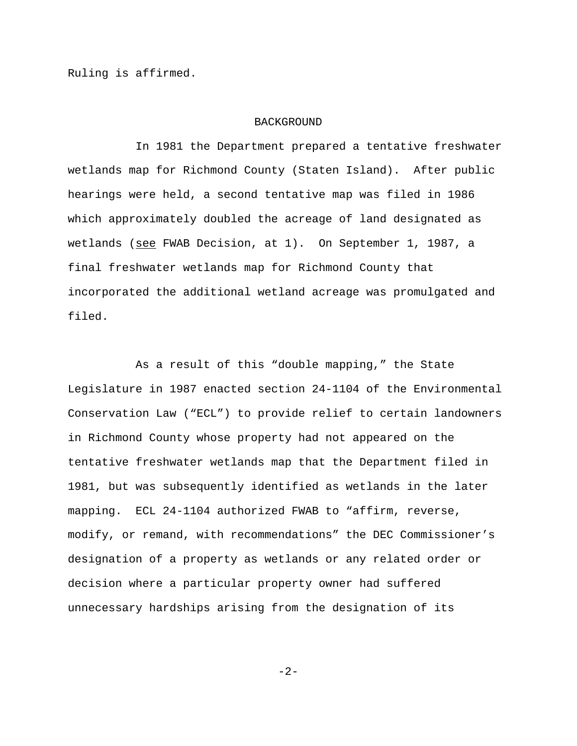Ruling is affirmed.

## BACKGROUND

In 1981 the Department prepared a tentative freshwater wetlands map for Richmond County (Staten Island). After public hearings were held, a second tentative map was filed in 1986 which approximately doubled the acreage of land designated as wetlands (see FWAB Decision, at 1). On September 1, 1987, a final freshwater wetlands map for Richmond County that incorporated the additional wetland acreage was promulgated and filed.

As a result of this "double mapping," the State Legislature in 1987 enacted section 24-1104 of the Environmental Conservation Law ("ECL") to provide relief to certain landowners in Richmond County whose property had not appeared on the tentative freshwater wetlands map that the Department filed in 1981, but was subsequently identified as wetlands in the later mapping. ECL 24-1104 authorized FWAB to "affirm, reverse, modify, or remand, with recommendations" the DEC Commissioner's designation of a property as wetlands or any related order or decision where a particular property owner had suffered unnecessary hardships arising from the designation of its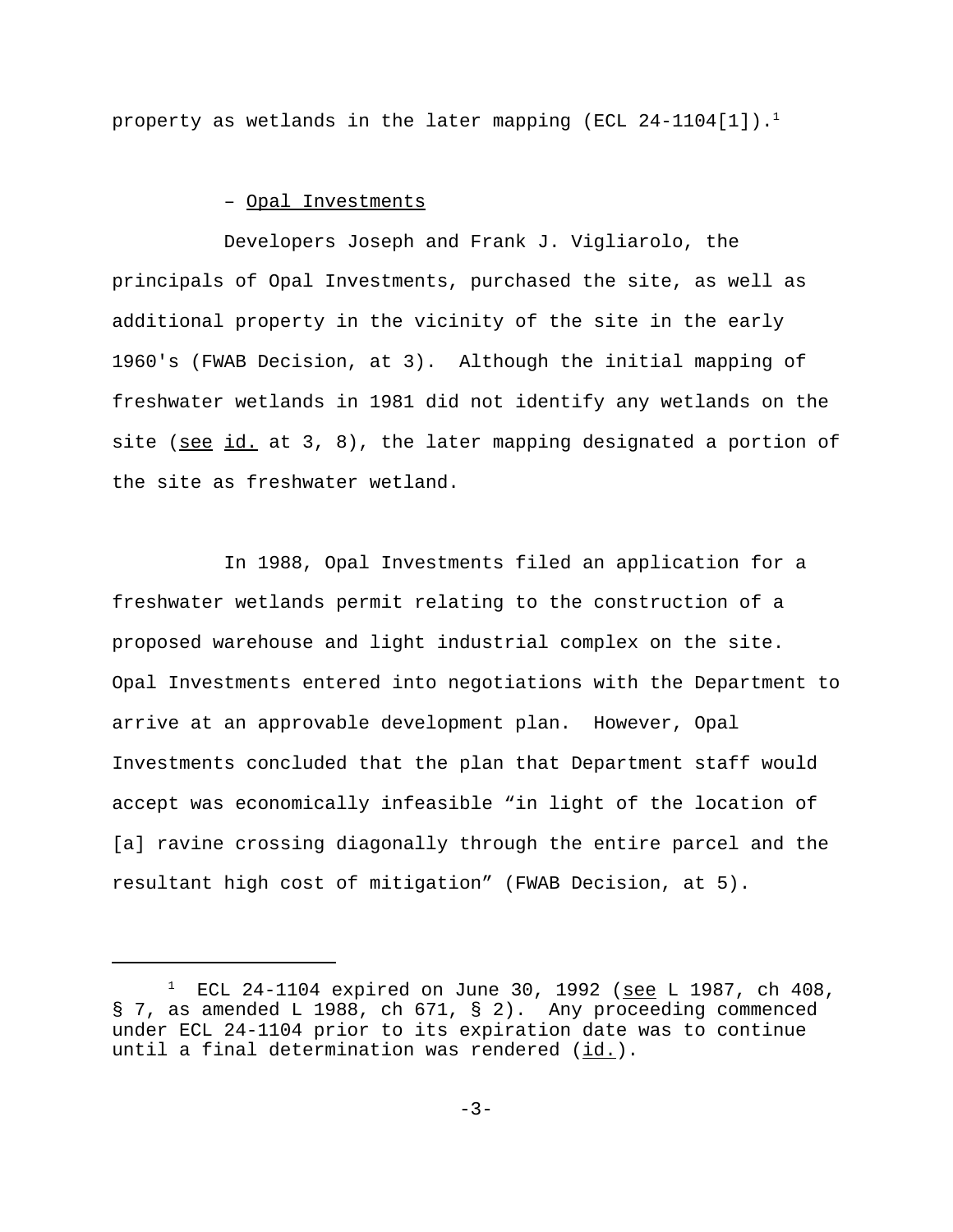property as wetlands in the later mapping (ECL 24-1104[1]).[1]

– Opal Investments

Developers Joseph and Frank J. Vigliarolo, the principals of Opal Investments, purchased the site, as well as additional property in the vicinity of the site in the early 1960's (FWAB Decision, at 3). Although the initial mapping of freshwater wetlands in 1981 did not identify any wetlands on the site (see id. at 3, 8), the later mapping designated a portion of the site as freshwater wetland.

In 1988, Opal Investments filed an application for a freshwater wetlands permit relating to the construction of a proposed warehouse and light industrial complex on the site. Opal Investments entered into negotiations with the Department to arrive at an approvable development plan. However, Opal Investments concluded that the plan that Department staff would accept was economically infeasible "in light of the location of [a] ravine crossing diagonally through the entire parcel and the resultant high cost of mitigation" (FWAB Decision, at 5).

---

[1] ECL 24-1104 expired on June 30, 1992 (see L 1987, ch 408, § 7, as amended L 1988, ch 671, § 2). Any proceeding commenced under ECL 24-1104 prior to its expiration date was to continue until a final determination was rendered (id.).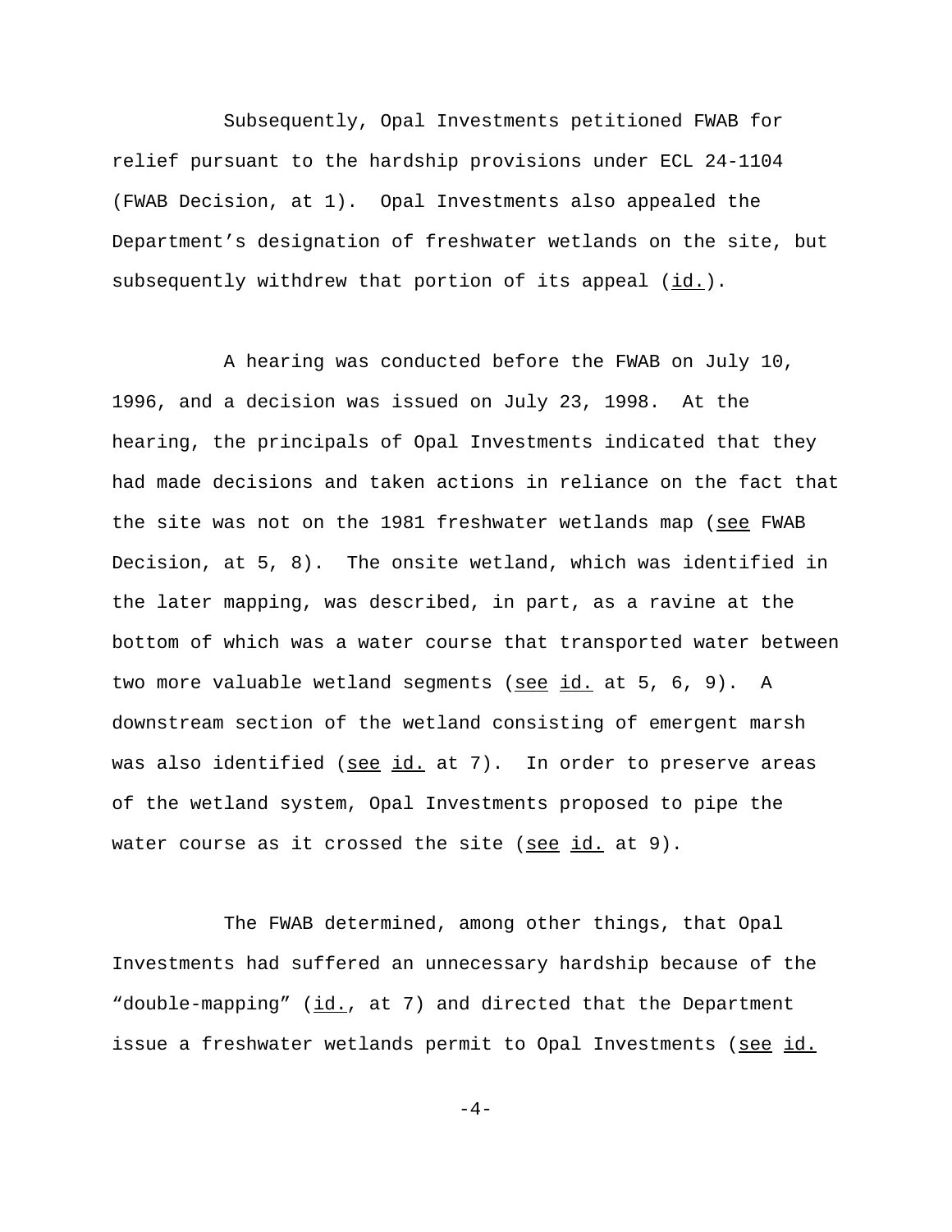Subsequently, Opal Investments petitioned FWAB for relief pursuant to the hardship provisions under ECL 24-1104 (FWAB Decision, at 1). Opal Investments also appealed the Department's designation of freshwater wetlands on the site, but subsequently withdrew that portion of its appeal (id.).

A hearing was conducted before the FWAB on July 10, 1996, and a decision was issued on July 23, 1998. At the hearing, the principals of Opal Investments indicated that they had made decisions and taken actions in reliance on the fact that the site was not on the 1981 freshwater wetlands map (see FWAB Decision, at 5, 8). The onsite wetland, which was identified in the later mapping, was described, in part, as a ravine at the bottom of which was a water course that transported water between two more valuable wetland segments (see id. at 5, 6, 9). A downstream section of the wetland consisting of emergent marsh was also identified (see id. at 7). In order to preserve areas of the wetland system, Opal Investments proposed to pipe the water course as it crossed the site (see id. at 9).

The FWAB determined, among other things, that Opal Investments had suffered an unnecessary hardship because of the "double-mapping" (id., at 7) and directed that the Department issue a freshwater wetlands permit to Opal Investments (see id.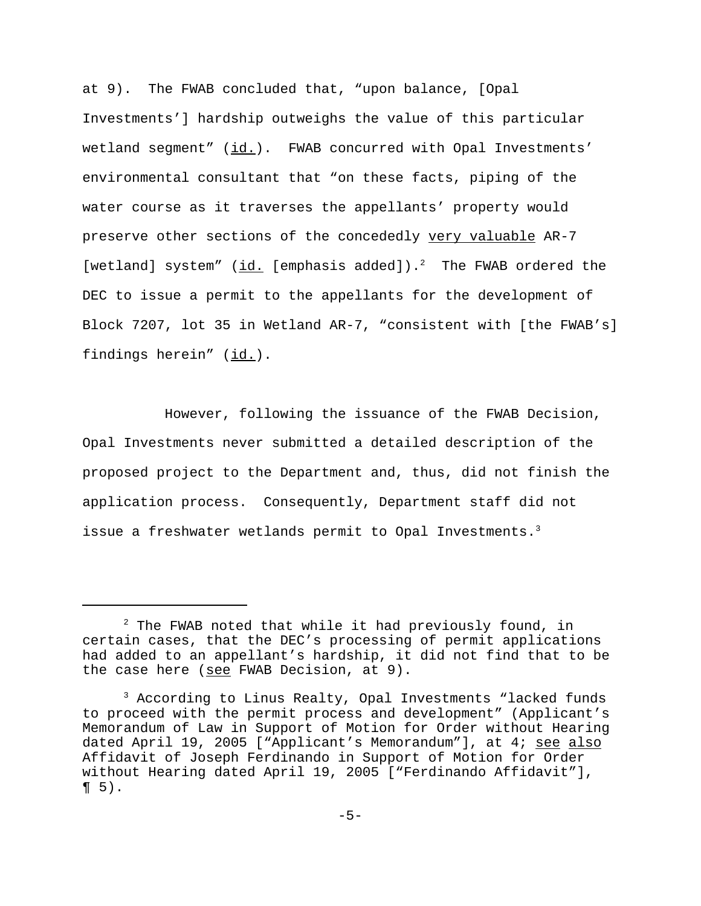at 9). The FWAB concluded that, "upon balance, [Opal Investments'] hardship outweighs the value of this particular wetland segment" (id.). FWAB concurred with Opal Investments' environmental consultant that "on these facts, piping of the water course as it traverses the appellants' property would preserve other sections of the concededly very valuable AR-7 [wetland] system" (id. [emphasis added]).[2] The FWAB ordered the DEC to issue a permit to the appellants for the development of Block 7207, lot 35 in Wetland AR-7, "consistent with [the FWAB's] findings herein" (id.).

However, following the issuance of the FWAB Decision, Opal Investments never submitted a detailed description of the proposed project to the Department and, thus, did not finish the application process. Consequently, Department staff did not issue a freshwater wetlands permit to Opal Investments.[3]

---

[2] The FWAB noted that while it had previously found, in certain cases, that the DEC's processing of permit applications had added to an appellant's hardship, it did not find that to be the case here (see FWAB Decision, at 9).

[3] According to Linus Realty, Opal Investments "lacked funds to proceed with the permit process and development" (Applicant's Memorandum of Law in Support of Motion for Order without Hearing dated April 19, 2005 ["Applicant's Memorandum"], at 4; see also Affidavit of Joseph Ferdinando in Support of Motion for Order without Hearing dated April 19, 2005 ["Ferdinando Affidavit"], ¶ 5).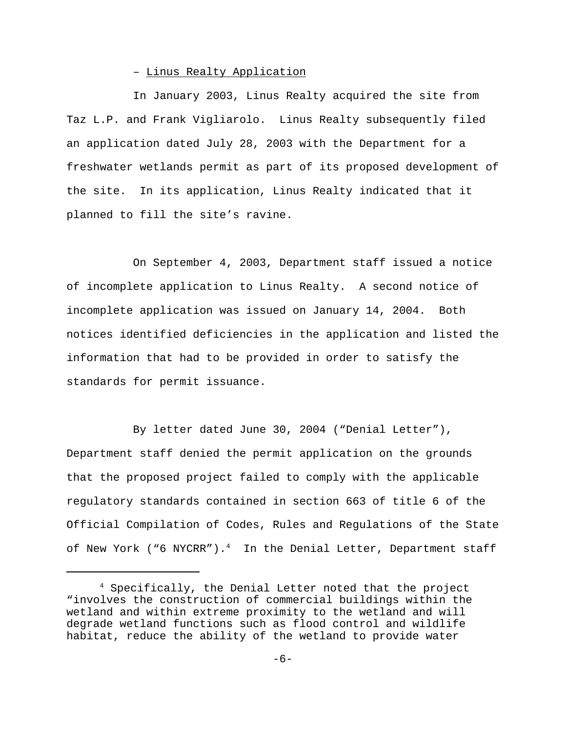– Linus Realty Application

In January 2003, Linus Realty acquired the site from Taz L.P. and Frank Vigliarolo. Linus Realty subsequently filed an application dated July 28, 2003 with the Department for a freshwater wetlands permit as part of its proposed development of the site. In its application, Linus Realty indicated that it planned to fill the site's ravine.

On September 4, 2003, Department staff issued a notice of incomplete application to Linus Realty. A second notice of incomplete application was issued on January 14, 2004. Both notices identified deficiencies in the application and listed the information that had to be provided in order to satisfy the standards for permit issuance.

By letter dated June 30, 2004 ("Denial Letter"), Department staff denied the permit application on the grounds that the proposed project failed to comply with the applicable regulatory standards contained in section 663 of title 6 of the Official Compilation of Codes, Rules and Regulations of the State of New York ("6 NYCRR").[4] In the Denial Letter, Department staff

---

[4] Specifically, the Denial Letter noted that the project "involves the construction of commercial buildings within the wetland and within extreme proximity to the wetland and will degrade wetland functions such as flood control and wildlife habitat, reduce the ability of the wetland to provide water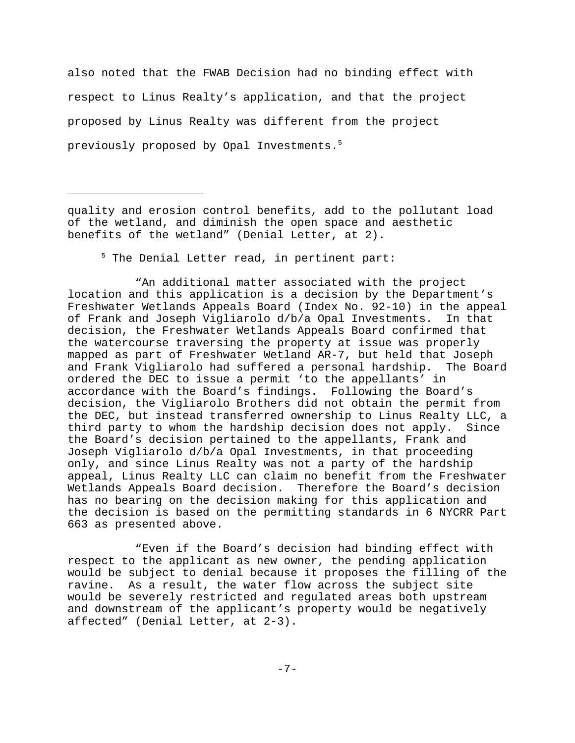also noted that the FWAB Decision had no binding effect with respect to Linus Realty's application, and that the project proposed by Linus Realty was different from the project previously proposed by Opal Investments.[5]

---

quality and erosion control benefits, add to the pollutant load of the wetland, and diminish the open space and aesthetic benefits of the wetland" (Denial Letter, at 2).

[5] The Denial Letter read, in pertinent part:

"An additional matter associated with the project location and this application is a decision by the Department's Freshwater Wetlands Appeals Board (Index No. 92-10) in the appeal of Frank and Joseph Vigliarolo d/b/a Opal Investments. In that decision, the Freshwater Wetlands Appeals Board confirmed that the watercourse traversing the property at issue was properly mapped as part of Freshwater Wetland AR-7, but held that Joseph and Frank Vigliarolo had suffered a personal hardship. The Board ordered the DEC to issue a permit 'to the appellants' in accordance with the Board's findings. Following the Board's decision, the Vigliarolo Brothers did not obtain the permit from the DEC, but instead transferred ownership to Linus Realty LLC, a third party to whom the hardship decision does not apply. Since the Board's decision pertained to the appellants, Frank and Joseph Vigliarolo d/b/a Opal Investments, in that proceeding only, and since Linus Realty was not a party of the hardship appeal, Linus Realty LLC can claim no benefit from the Freshwater Wetlands Appeals Board decision. Therefore the Board's decision has no bearing on the decision making for this application and the decision is based on the permitting standards in 6 NYCRR Part 663 as presented above.

"Even if the Board's decision had binding effect with respect to the applicant as new owner, the pending application would be subject to denial because it proposes the filling of the ravine. As a result, the water flow across the subject site would be severely restricted and regulated areas both upstream and downstream of the applicant's property would be negatively affected" (Denial Letter, at 2-3).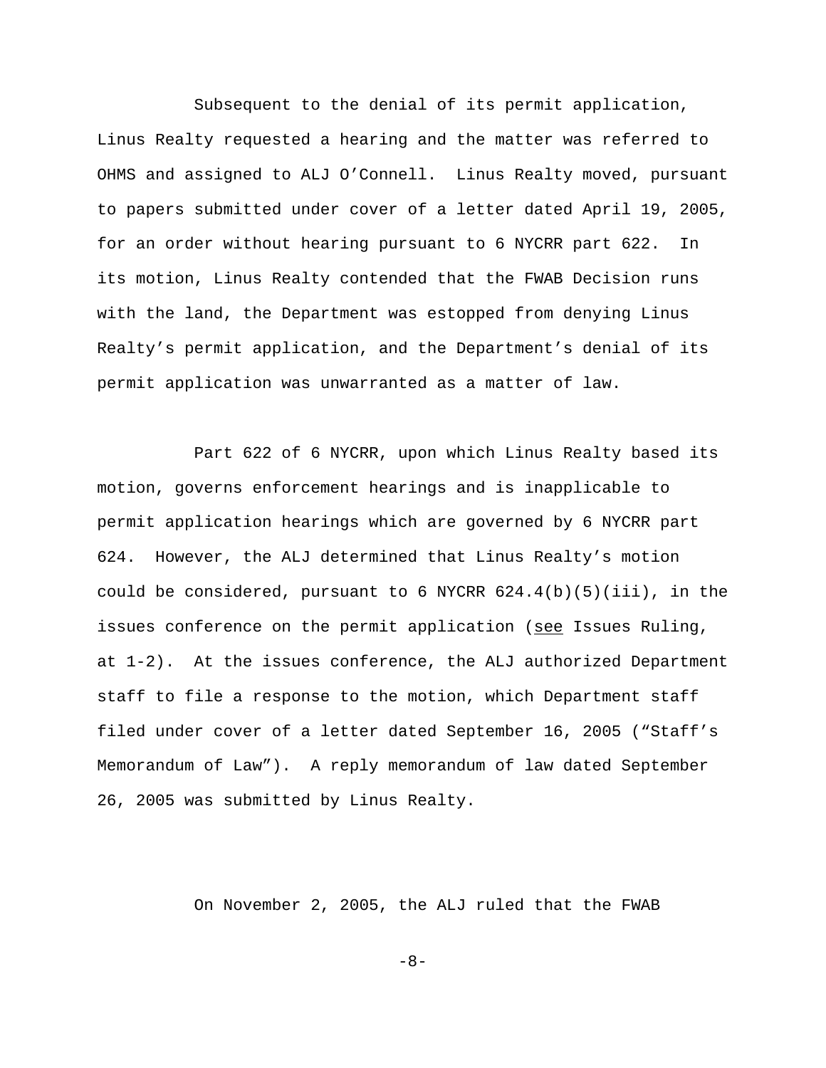Subsequent to the denial of its permit application, Linus Realty requested a hearing and the matter was referred to OHMS and assigned to ALJ O'Connell. Linus Realty moved, pursuant to papers submitted under cover of a letter dated April 19, 2005, for an order without hearing pursuant to 6 NYCRR part 622. In its motion, Linus Realty contended that the FWAB Decision runs with the land, the Department was estopped from denying Linus Realty's permit application, and the Department's denial of its permit application was unwarranted as a matter of law.

Part 622 of 6 NYCRR, upon which Linus Realty based its motion, governs enforcement hearings and is inapplicable to permit application hearings which are governed by 6 NYCRR part 624. However, the ALJ determined that Linus Realty's motion could be considered, pursuant to 6 NYCRR 624.4(b)(5)(iii), in the issues conference on the permit application (see Issues Ruling, at 1-2). At the issues conference, the ALJ authorized Department staff to file a response to the motion, which Department staff filed under cover of a letter dated September 16, 2005 ("Staff's Memorandum of Law"). A reply memorandum of law dated September 26, 2005 was submitted by Linus Realty.

On November 2, 2005, the ALJ ruled that the FWAB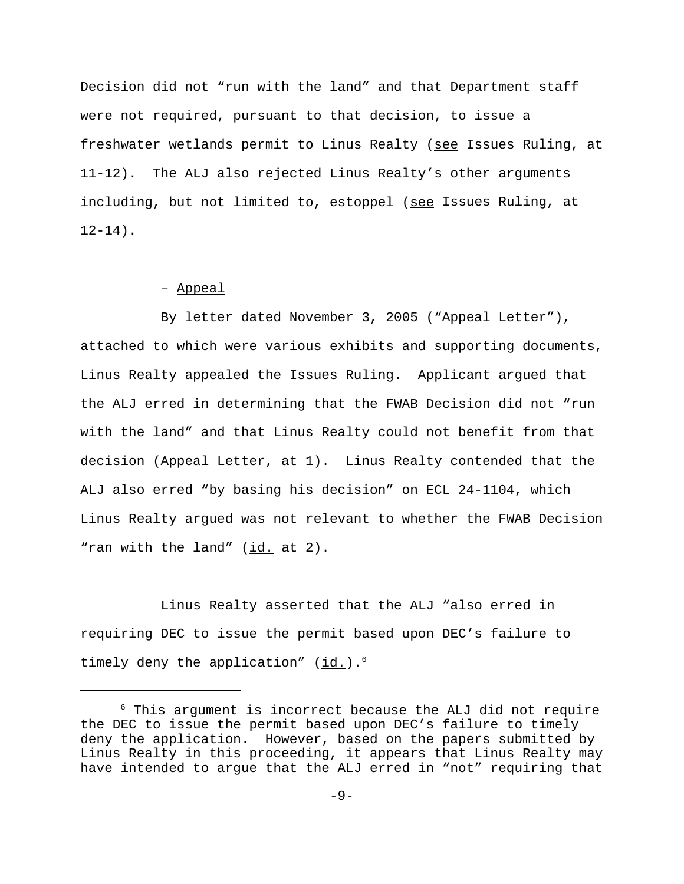Decision did not "run with the land" and that Department staff were not required, pursuant to that decision, to issue a freshwater wetlands permit to Linus Realty (see Issues Ruling, at 11-12). The ALJ also rejected Linus Realty's other arguments including, but not limited to, estoppel (see Issues Ruling, at 12-14).

– Appeal

By letter dated November 3, 2005 ("Appeal Letter"), attached to which were various exhibits and supporting documents, Linus Realty appealed the Issues Ruling. Applicant argued that the ALJ erred in determining that the FWAB Decision did not "run with the land" and that Linus Realty could not benefit from that decision (Appeal Letter, at 1). Linus Realty contended that the ALJ also erred "by basing his decision" on ECL 24-1104, which Linus Realty argued was not relevant to whether the FWAB Decision "ran with the land" (id. at 2).

Linus Realty asserted that the ALJ "also erred in requiring DEC to issue the permit based upon DEC's failure to timely deny the application" (id.).[6]

[6] This argument is incorrect because the ALJ did not require the DEC to issue the permit based upon DEC's failure to timely deny the application. However, based on the papers submitted by Linus Realty in this proceeding, it appears that Linus Realty may have intended to argue that the ALJ erred in "not" requiring that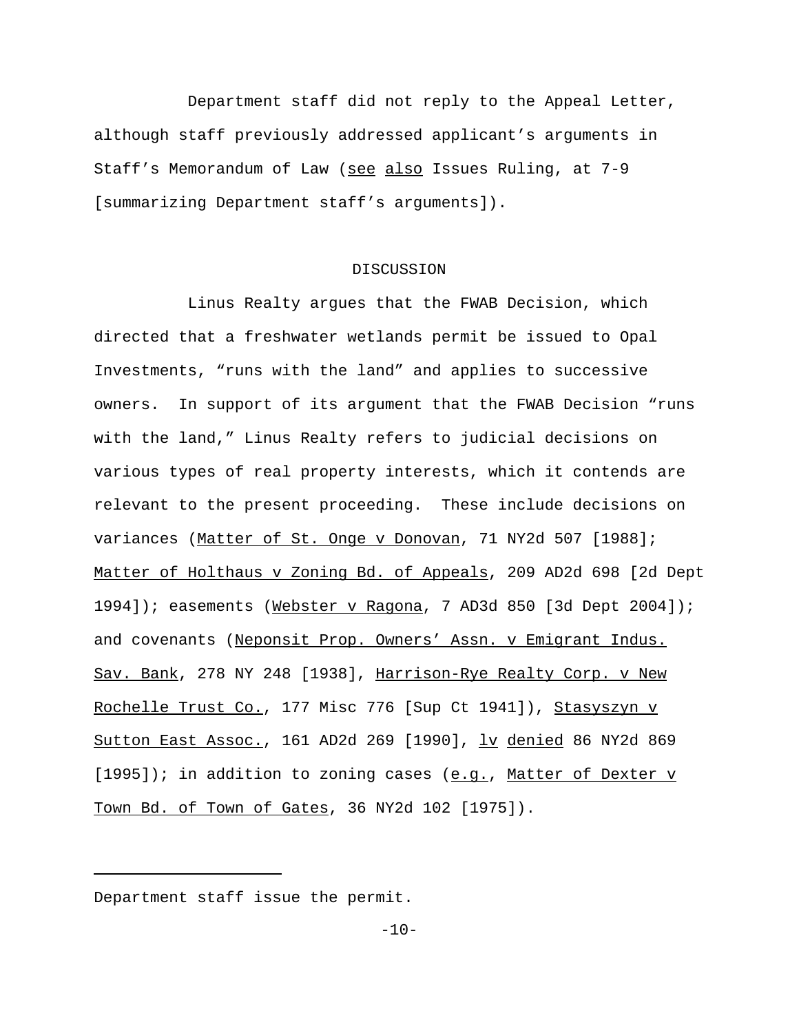Department staff did not reply to the Appeal Letter, although staff previously addressed applicant's arguments in Staff's Memorandum of Law (see also Issues Ruling, at 7-9 [summarizing Department staff's arguments]).

## DISCUSSION

Linus Realty argues that the FWAB Decision, which directed that a freshwater wetlands permit be issued to Opal Investments, "runs with the land" and applies to successive owners. In support of its argument that the FWAB Decision "runs with the land," Linus Realty refers to judicial decisions on various types of real property interests, which it contends are relevant to the present proceeding. These include decisions on variances (Matter of St. Onge v Donovan, 71 NY2d 507 [1988]; Matter of Holthaus v Zoning Bd. of Appeals, 209 AD2d 698 [2d Dept 1994]); easements (Webster v Ragona, 7 AD3d 850 [3d Dept 2004]); and covenants (Neponsit Prop. Owners' Assn. v Emigrant Indus. Sav. Bank, 278 NY 248 [1938], Harrison-Rye Realty Corp. v New Rochelle Trust Co., 177 Misc 776 [Sup Ct 1941]), Stasyszyn v Sutton East Assoc., 161 AD2d 269 [1990], lv denied 86 NY2d 869 [1995]); in addition to zoning cases (e.g., Matter of Dexter v Town Bd. of Town of Gates, 36 NY2d 102 [1975]).

---

Department staff issue the permit.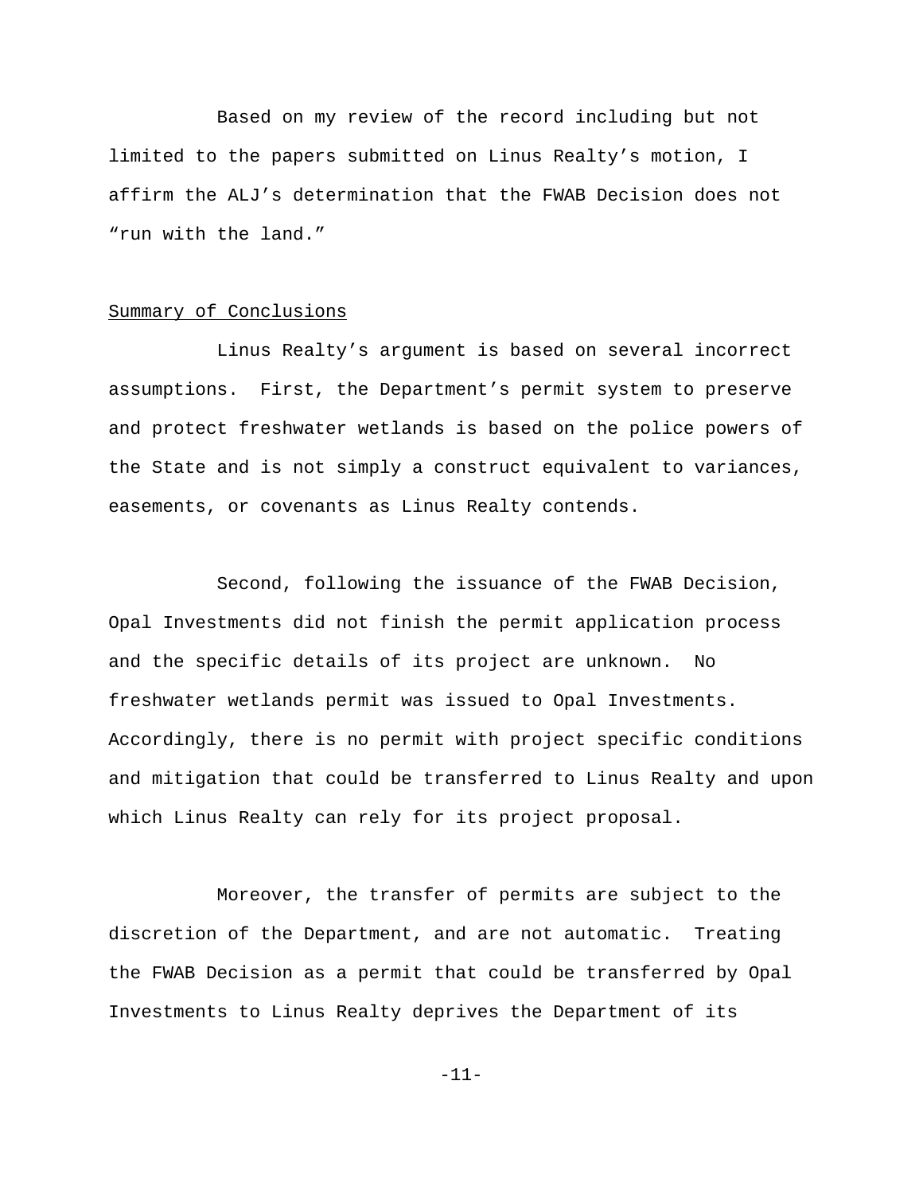Based on my review of the record including but not limited to the papers submitted on Linus Realty's motion, I affirm the ALJ's determination that the FWAB Decision does not "run with the land."

## Summary of Conclusions

Linus Realty's argument is based on several incorrect assumptions. First, the Department's permit system to preserve and protect freshwater wetlands is based on the police powers of the State and is not simply a construct equivalent to variances, easements, or covenants as Linus Realty contends.

Second, following the issuance of the FWAB Decision, Opal Investments did not finish the permit application process and the specific details of its project are unknown. No freshwater wetlands permit was issued to Opal Investments. Accordingly, there is no permit with project specific conditions and mitigation that could be transferred to Linus Realty and upon which Linus Realty can rely for its project proposal.

Moreover, the transfer of permits are subject to the discretion of the Department, and are not automatic. Treating the FWAB Decision as a permit that could be transferred by Opal Investments to Linus Realty deprives the Department of its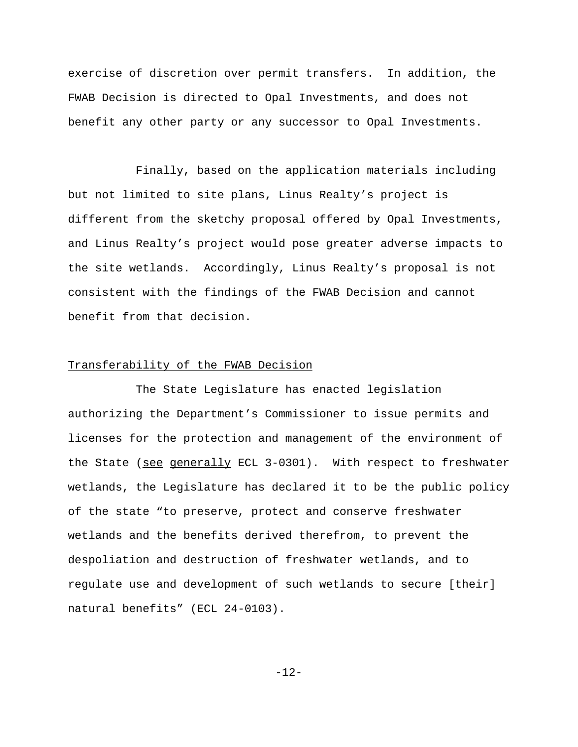exercise of discretion over permit transfers. In addition, the FWAB Decision is directed to Opal Investments, and does not benefit any other party or any successor to Opal Investments.

Finally, based on the application materials including but not limited to site plans, Linus Realty's project is different from the sketchy proposal offered by Opal Investments, and Linus Realty's project would pose greater adverse impacts to the site wetlands. Accordingly, Linus Realty's proposal is not consistent with the findings of the FWAB Decision and cannot benefit from that decision.

Transferability of the FWAB Decision

The State Legislature has enacted legislation authorizing the Department's Commissioner to issue permits and licenses for the protection and management of the environment of the State (see generally ECL 3-0301). With respect to freshwater wetlands, the Legislature has declared it to be the public policy of the state "to preserve, protect and conserve freshwater wetlands and the benefits derived therefrom, to prevent the despoliation and destruction of freshwater wetlands, and to regulate use and development of such wetlands to secure [their] natural benefits" (ECL 24-0103).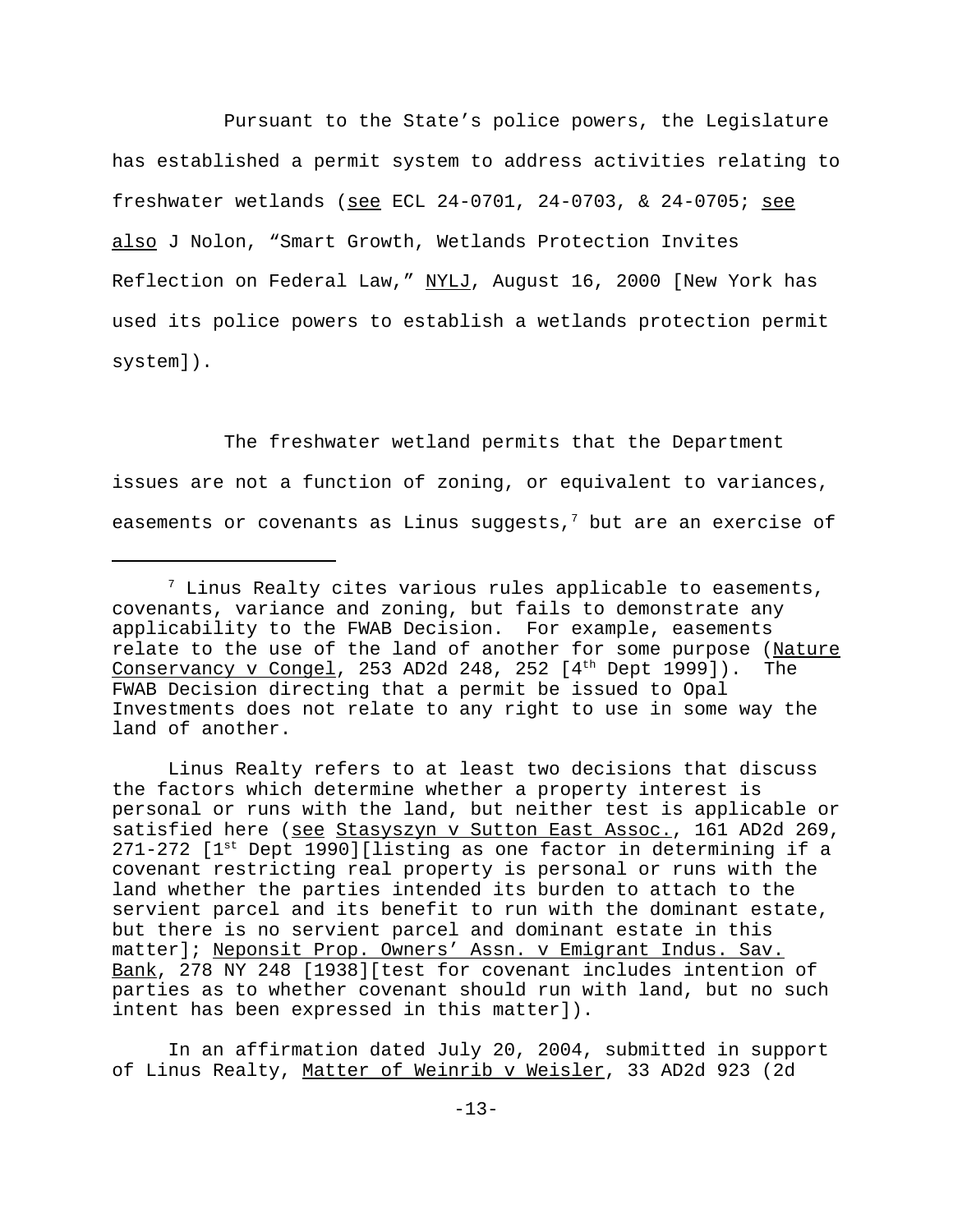Pursuant to the State's police powers, the Legislature has established a permit system to address activities relating to freshwater wetlands (see ECL 24-0701, 24-0703, & 24-0705; see also J Nolon, "Smart Growth, Wetlands Protection Invites Reflection on Federal Law," NYLJ, August 16, 2000 [New York has used its police powers to establish a wetlands protection permit system]).

The freshwater wetland permits that the Department issues are not a function of zoning, or equivalent to variances, easements or covenants as Linus suggests,[7] but are an exercise of

---

[7] Linus Realty cites various rules applicable to easements, covenants, variance and zoning, but fails to demonstrate any applicability to the FWAB Decision. For example, easements relate to the use of the land of another for some purpose (Nature Conservancy v Congel, 253 AD2d 248, 252 [4th Dept 1999]). The FWAB Decision directing that a permit be issued to Opal Investments does not relate to any right to use in some way the land of another.

Linus Realty refers to at least two decisions that discuss the factors which determine whether a property interest is personal or runs with the land, but neither test is applicable or satisfied here (see Stasyszyn v Sutton East Assoc., 161 AD2d 269, 271-272 [1st Dept 1990][listing as one factor in determining if a covenant restricting real property is personal or runs with the land whether the parties intended its burden to attach to the servient parcel and its benefit to run with the dominant estate, but there is no servient parcel and dominant estate in this matter]; Neponsit Prop. Owners' Assn. v Emigrant Indus. Sav. Bank, 278 NY 248 [1938][test for covenant includes intention of parties as to whether covenant should run with land, but no such intent has been expressed in this matter]).

In an affirmation dated July 20, 2004, submitted in support of Linus Realty, Matter of Weinrib v Weisler, 33 AD2d 923 (2d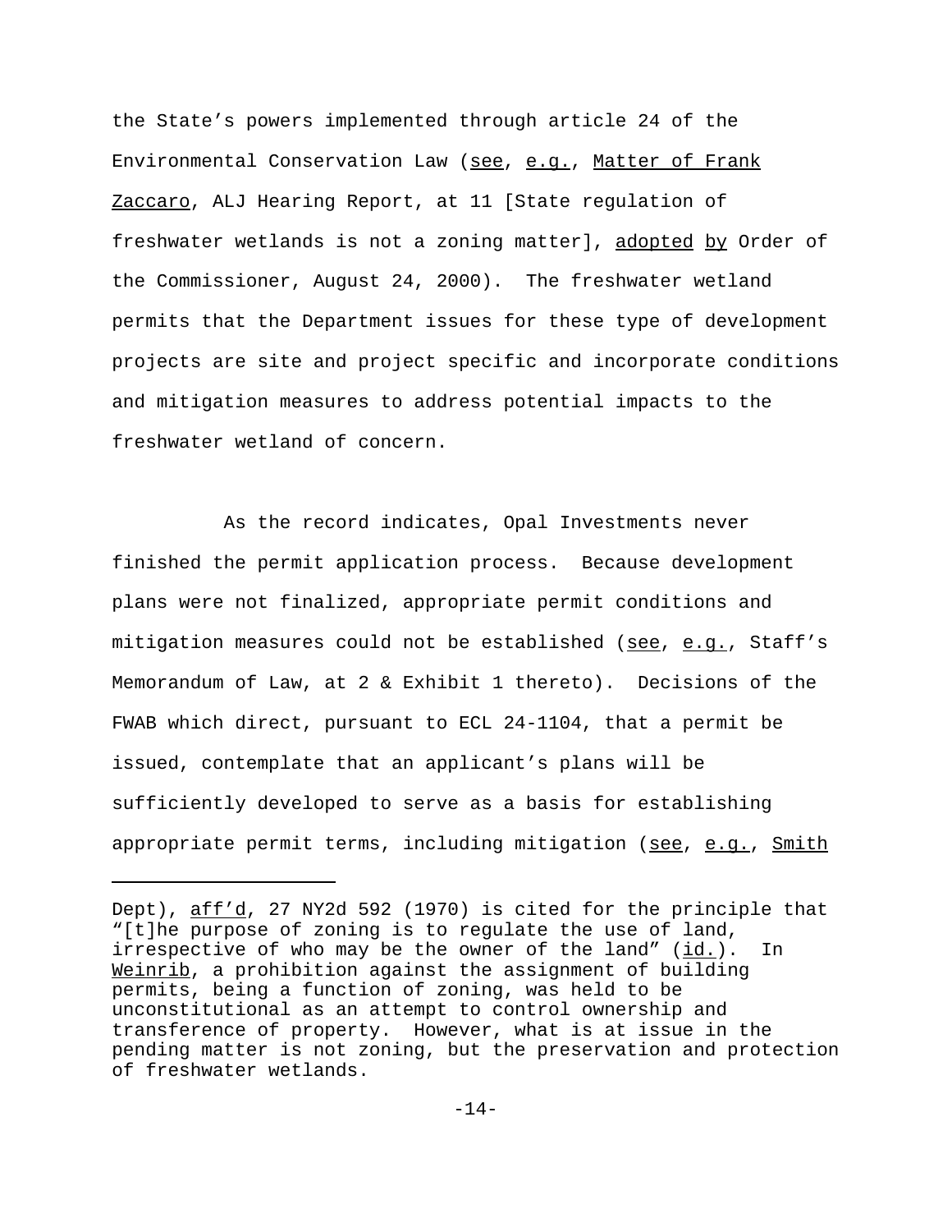the State's powers implemented through article 24 of the Environmental Conservation Law (see, e.g., Matter of Frank Zaccaro, ALJ Hearing Report, at 11 [State regulation of freshwater wetlands is not a zoning matter], adopted by Order of the Commissioner, August 24, 2000). The freshwater wetland permits that the Department issues for these type of development projects are site and project specific and incorporate conditions and mitigation measures to address potential impacts to the freshwater wetland of concern.

As the record indicates, Opal Investments never finished the permit application process. Because development plans were not finalized, appropriate permit conditions and mitigation measures could not be established (see, e.g., Staff's Memorandum of Law, at 2 & Exhibit 1 thereto). Decisions of the FWAB which direct, pursuant to ECL 24-1104, that a permit be issued, contemplate that an applicant's plans will be sufficiently developed to serve as a basis for establishing appropriate permit terms, including mitigation (see, e.g., Smith

---

Dept), aff'd, 27 NY2d 592 (1970) is cited for the principle that "[t]he purpose of zoning is to regulate the use of land, irrespective of who may be the owner of the land" (id.). In Weinrib, a prohibition against the assignment of building permits, being a function of zoning, was held to be unconstitutional as an attempt to control ownership and transference of property. However, what is at issue in the pending matter is not zoning, but the preservation and protection of freshwater wetlands.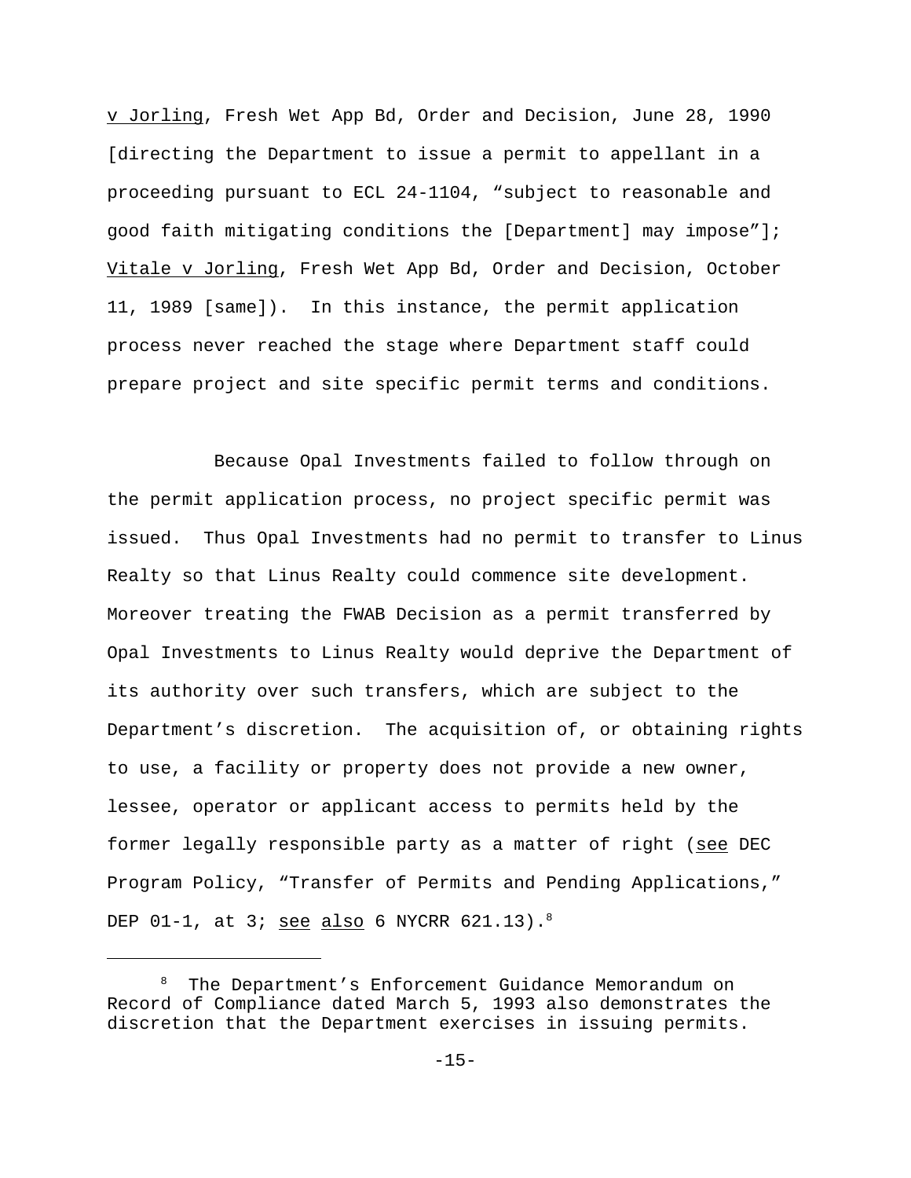v Jorling, Fresh Wet App Bd, Order and Decision, June 28, 1990 [directing the Department to issue a permit to appellant in a proceeding pursuant to ECL 24-1104, "subject to reasonable and good faith mitigating conditions the [Department] may impose"]; Vitale v Jorling, Fresh Wet App Bd, Order and Decision, October 11, 1989 [same]). In this instance, the permit application process never reached the stage where Department staff could prepare project and site specific permit terms and conditions.

Because Opal Investments failed to follow through on the permit application process, no project specific permit was issued. Thus Opal Investments had no permit to transfer to Linus Realty so that Linus Realty could commence site development. Moreover treating the FWAB Decision as a permit transferred by Opal Investments to Linus Realty would deprive the Department of its authority over such transfers, which are subject to the Department's discretion. The acquisition of, or obtaining rights to use, a facility or property does not provide a new owner, lessee, operator or applicant access to permits held by the former legally responsible party as a matter of right (see DEC Program Policy, "Transfer of Permits and Pending Applications," DEP 01-1, at 3; see also 6 NYCRR 621.13).[8]

---

[8] The Department's Enforcement Guidance Memorandum on Record of Compliance dated March 5, 1993 also demonstrates the discretion that the Department exercises in issuing permits.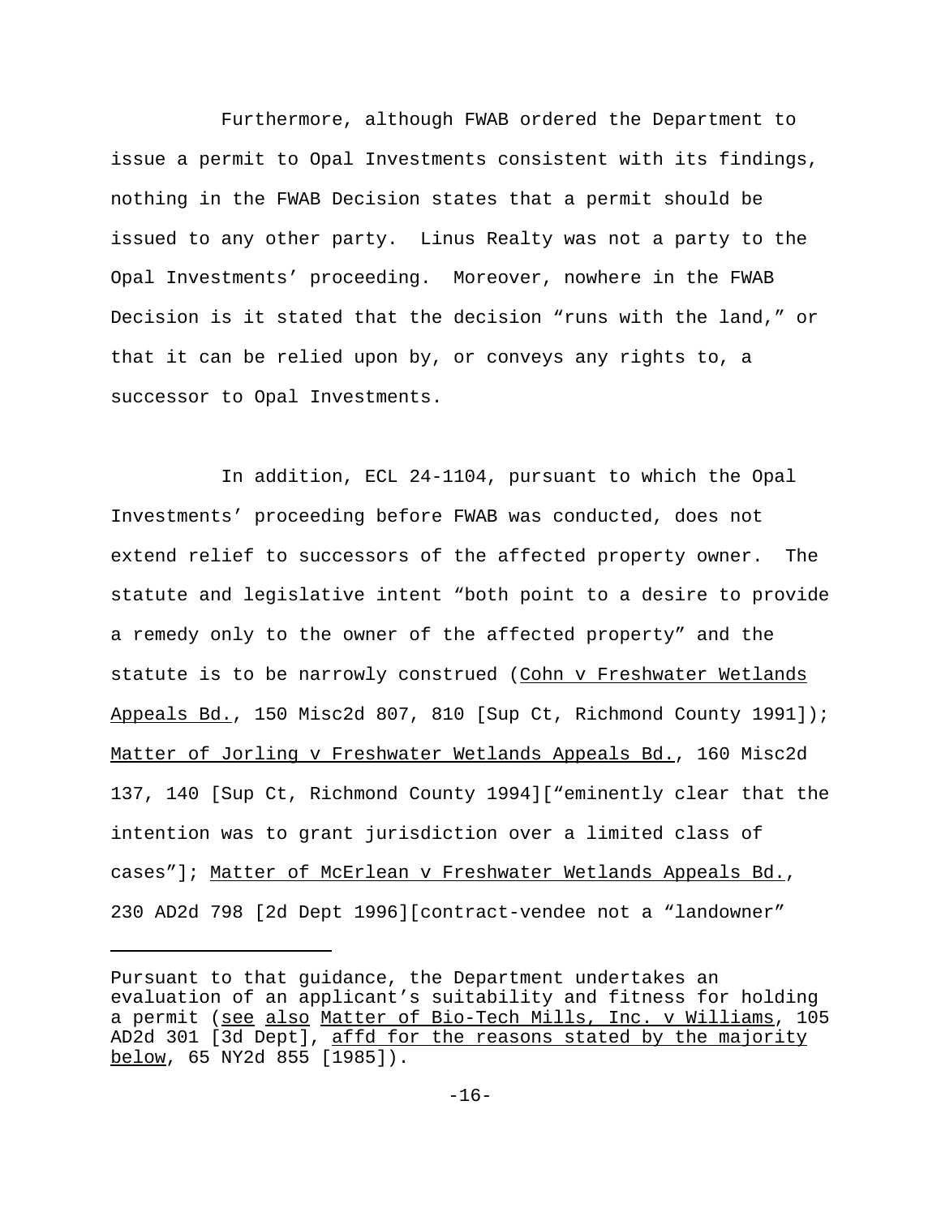Furthermore, although FWAB ordered the Department to issue a permit to Opal Investments consistent with its findings, nothing in the FWAB Decision states that a permit should be issued to any other party. Linus Realty was not a party to the Opal Investments' proceeding. Moreover, nowhere in the FWAB Decision is it stated that the decision "runs with the land," or that it can be relied upon by, or conveys any rights to, a successor to Opal Investments.

In addition, ECL 24-1104, pursuant to which the Opal Investments' proceeding before FWAB was conducted, does not extend relief to successors of the affected property owner. The statute and legislative intent "both point to a desire to provide a remedy only to the owner of the affected property" and the statute is to be narrowly construed (Cohn v Freshwater Wetlands Appeals Bd., 150 Misc2d 807, 810 [Sup Ct, Richmond County 1991]); Matter of Jorling v Freshwater Wetlands Appeals Bd., 160 Misc2d 137, 140 [Sup Ct, Richmond County 1994]["eminently clear that the intention was to grant jurisdiction over a limited class of cases"]; Matter of McErlean v Freshwater Wetlands Appeals Bd., 230 AD2d 798 [2d Dept 1996][contract-vendee not a "landowner"

---

Pursuant to that guidance, the Department undertakes an evaluation of an applicant's suitability and fitness for holding a permit (see also Matter of Bio-Tech Mills, Inc. v Williams, 105 AD2d 301 [3d Dept], affd for the reasons stated by the majority below, 65 NY2d 855 [1985]).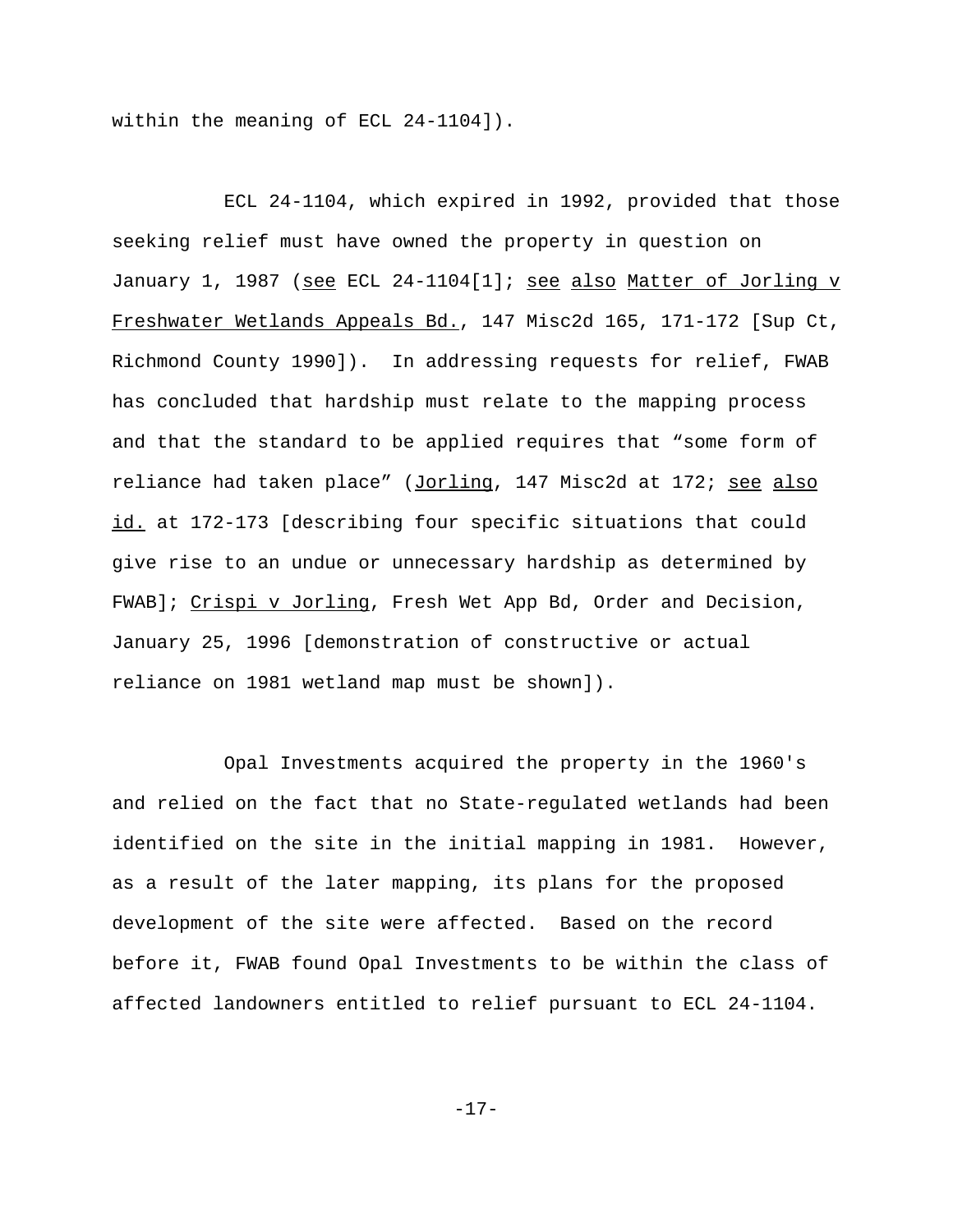within the meaning of ECL 24-1104]).

ECL 24-1104, which expired in 1992, provided that those seeking relief must have owned the property in question on January 1, 1987 (see ECL 24-1104[1]; see also Matter of Jorling v Freshwater Wetlands Appeals Bd., 147 Misc2d 165, 171-172 [Sup Ct, Richmond County 1990]). In addressing requests for relief, FWAB has concluded that hardship must relate to the mapping process and that the standard to be applied requires that "some form of reliance had taken place" (Jorling, 147 Misc2d at 172; see also id. at 172-173 [describing four specific situations that could give rise to an undue or unnecessary hardship as determined by FWAB]; Crispi v Jorling, Fresh Wet App Bd, Order and Decision, January 25, 1996 [demonstration of constructive or actual reliance on 1981 wetland map must be shown]).

Opal Investments acquired the property in the 1960's and relied on the fact that no State-regulated wetlands had been identified on the site in the initial mapping in 1981. However, as a result of the later mapping, its plans for the proposed development of the site were affected. Based on the record before it, FWAB found Opal Investments to be within the class of affected landowners entitled to relief pursuant to ECL 24-1104.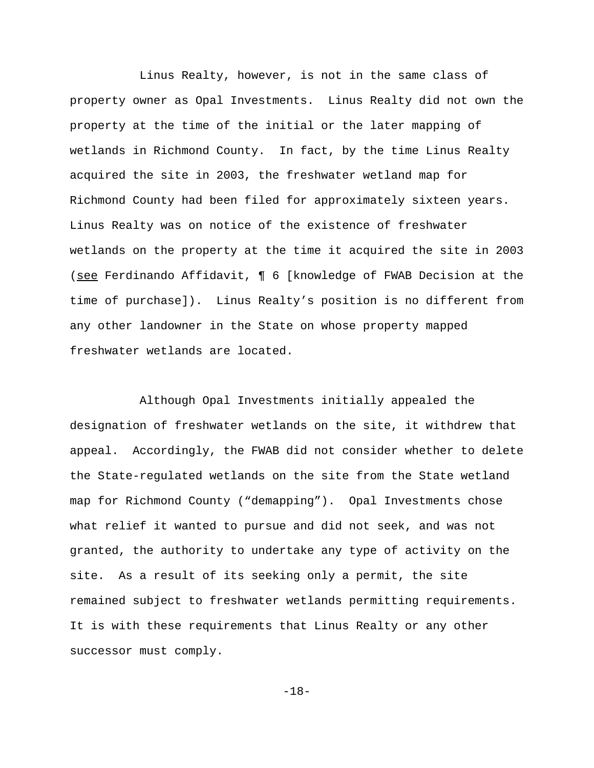Linus Realty, however, is not in the same class of property owner as Opal Investments. Linus Realty did not own the property at the time of the initial or the later mapping of wetlands in Richmond County. In fact, by the time Linus Realty acquired the site in 2003, the freshwater wetland map for Richmond County had been filed for approximately sixteen years. Linus Realty was on notice of the existence of freshwater wetlands on the property at the time it acquired the site in 2003 (see Ferdinando Affidavit, ¶ 6 [knowledge of FWAB Decision at the time of purchase]). Linus Realty's position is no different from any other landowner in the State on whose property mapped freshwater wetlands are located.

Although Opal Investments initially appealed the designation of freshwater wetlands on the site, it withdrew that appeal. Accordingly, the FWAB did not consider whether to delete the State-regulated wetlands on the site from the State wetland map for Richmond County ("demapping"). Opal Investments chose what relief it wanted to pursue and did not seek, and was not granted, the authority to undertake any type of activity on the site. As a result of its seeking only a permit, the site remained subject to freshwater wetlands permitting requirements. It is with these requirements that Linus Realty or any other successor must comply.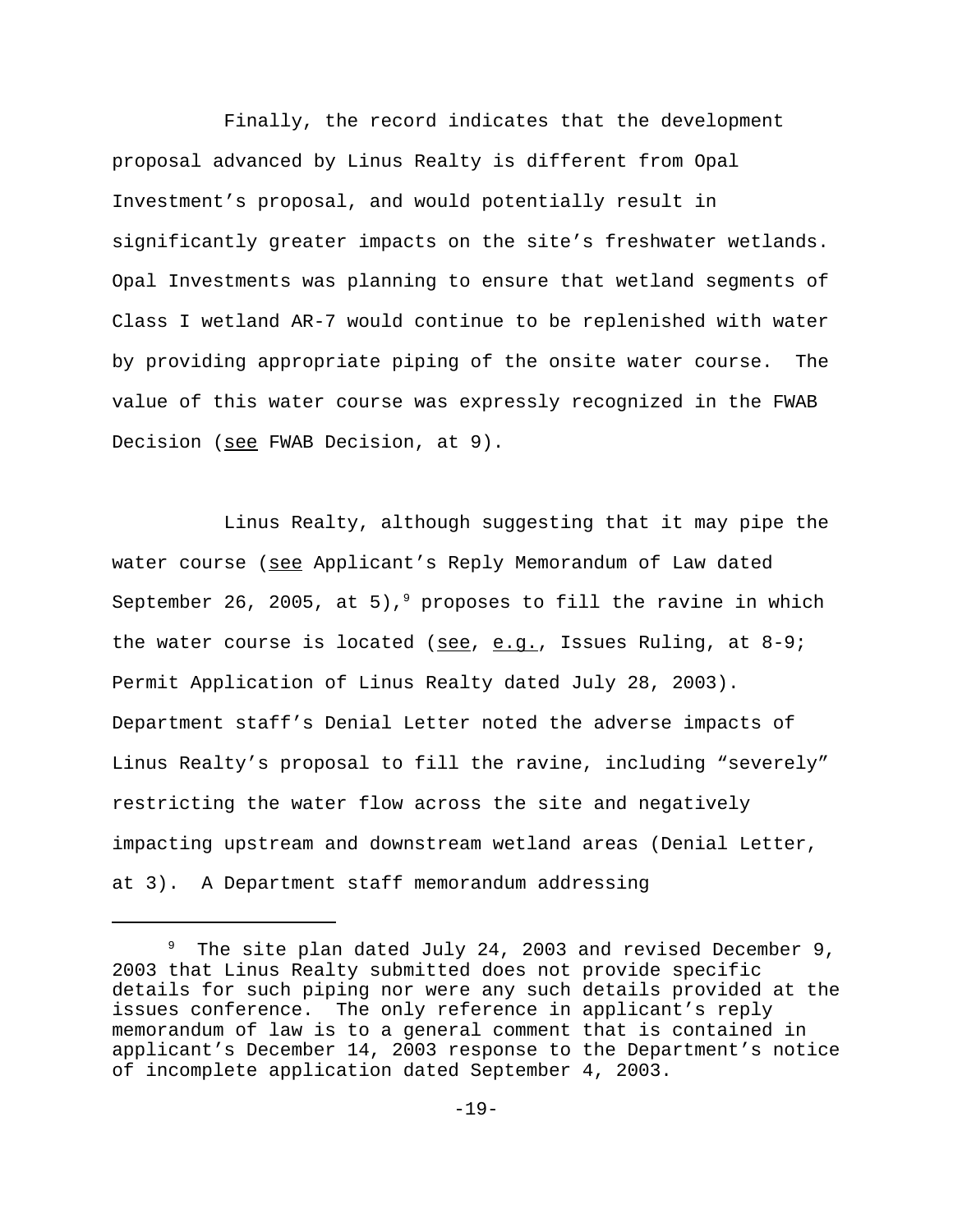Finally, the record indicates that the development proposal advanced by Linus Realty is different from Opal Investment's proposal, and would potentially result in significantly greater impacts on the site's freshwater wetlands. Opal Investments was planning to ensure that wetland segments of Class I wetland AR-7 would continue to be replenished with water by providing appropriate piping of the onsite water course. The value of this water course was expressly recognized in the FWAB Decision (see FWAB Decision, at 9).

Linus Realty, although suggesting that it may pipe the water course (see Applicant's Reply Memorandum of Law dated September 26, 2005, at 5),[9] proposes to fill the ravine in which the water course is located (see, e.g., Issues Ruling, at 8-9; Permit Application of Linus Realty dated July 28, 2003). Department staff's Denial Letter noted the adverse impacts of Linus Realty's proposal to fill the ravine, including "severely" restricting the water flow across the site and negatively impacting upstream and downstream wetland areas (Denial Letter, at 3). A Department staff memorandum addressing

---

[9] The site plan dated July 24, 2003 and revised December 9, 2003 that Linus Realty submitted does not provide specific details for such piping nor were any such details provided at the issues conference. The only reference in applicant's reply memorandum of law is to a general comment that is contained in applicant's December 14, 2003 response to the Department's notice of incomplete application dated September 4, 2003.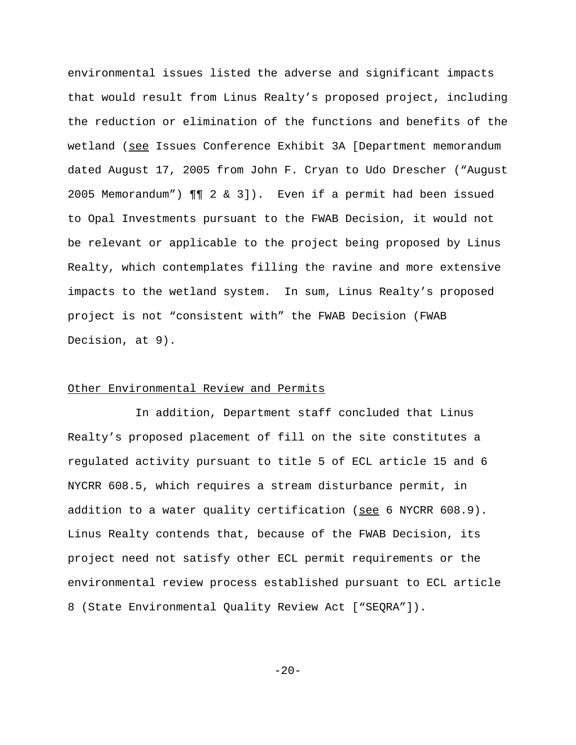environmental issues listed the adverse and significant impacts that would result from Linus Realty's proposed project, including the reduction or elimination of the functions and benefits of the wetland (see Issues Conference Exhibit 3A [Department memorandum dated August 17, 2005 from John F. Cryan to Udo Drescher ("August 2005 Memorandum") ¶¶ 2 & 3]). Even if a permit had been issued to Opal Investments pursuant to the FWAB Decision, it would not be relevant or applicable to the project being proposed by Linus Realty, which contemplates filling the ravine and more extensive impacts to the wetland system. In sum, Linus Realty's proposed project is not "consistent with" the FWAB Decision (FWAB Decision, at 9).

Other Environmental Review and Permits

In addition, Department staff concluded that Linus Realty's proposed placement of fill on the site constitutes a regulated activity pursuant to title 5 of ECL article 15 and 6 NYCRR 608.5, which requires a stream disturbance permit, in addition to a water quality certification (see 6 NYCRR 608.9). Linus Realty contends that, because of the FWAB Decision, its project need not satisfy other ECL permit requirements or the environmental review process established pursuant to ECL article 8 (State Environmental Quality Review Act ["SEQRA"]).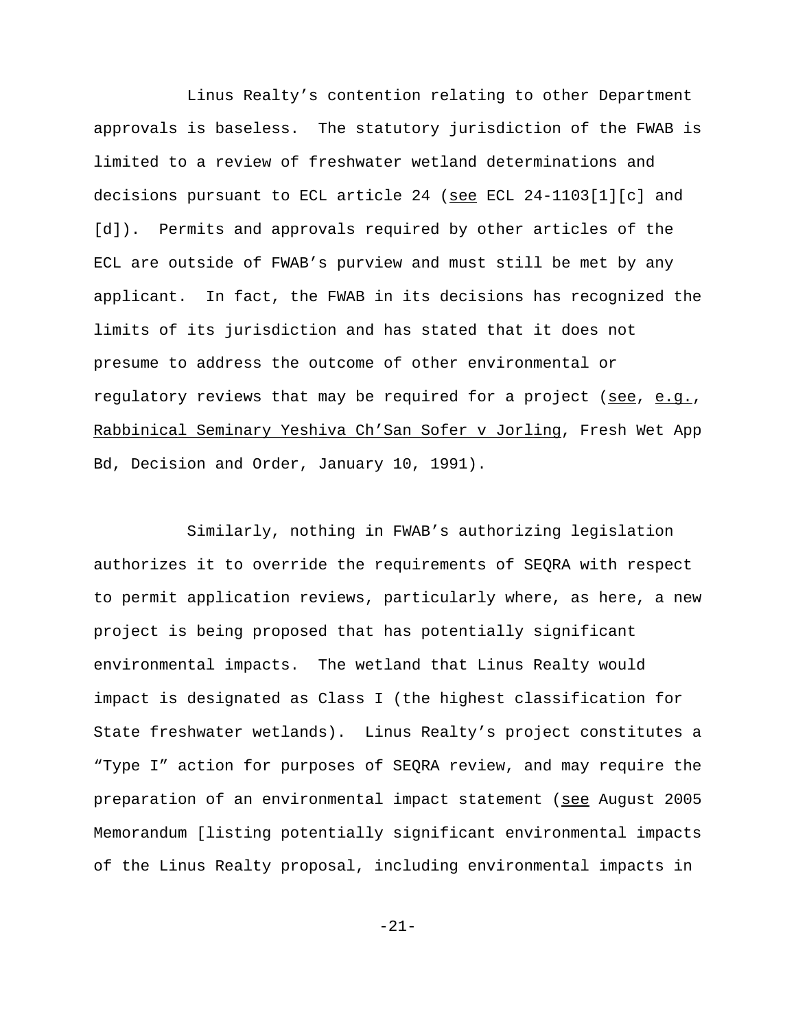Linus Realty's contention relating to other Department approvals is baseless. The statutory jurisdiction of the FWAB is limited to a review of freshwater wetland determinations and decisions pursuant to ECL article 24 (see ECL 24-1103[1][c] and [d]). Permits and approvals required by other articles of the ECL are outside of FWAB's purview and must still be met by any applicant. In fact, the FWAB in its decisions has recognized the limits of its jurisdiction and has stated that it does not presume to address the outcome of other environmental or regulatory reviews that may be required for a project (see, e.g., Rabbinical Seminary Yeshiva Ch'San Sofer v Jorling, Fresh Wet App Bd, Decision and Order, January 10, 1991).

Similarly, nothing in FWAB's authorizing legislation authorizes it to override the requirements of SEQRA with respect to permit application reviews, particularly where, as here, a new project is being proposed that has potentially significant environmental impacts. The wetland that Linus Realty would impact is designated as Class I (the highest classification for State freshwater wetlands). Linus Realty's project constitutes a "Type I" action for purposes of SEQRA review, and may require the preparation of an environmental impact statement (see August 2005 Memorandum [listing potentially significant environmental impacts of the Linus Realty proposal, including environmental impacts in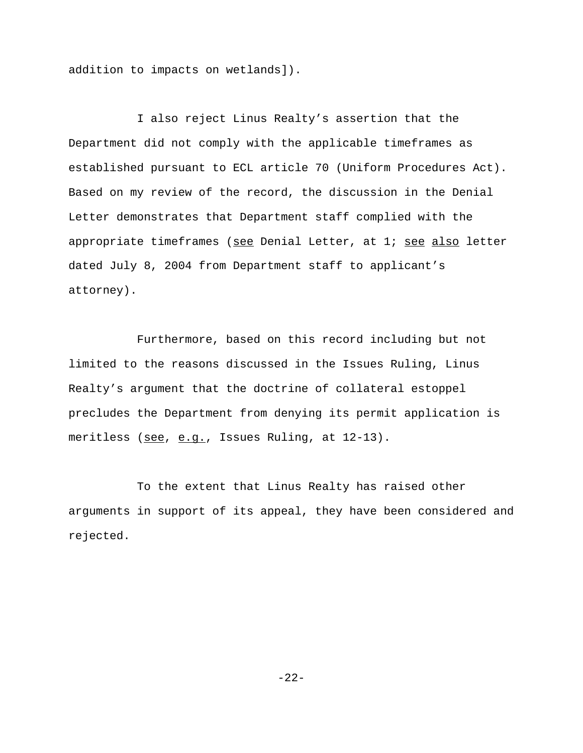addition to impacts on wetlands]).

I also reject Linus Realty's assertion that the Department did not comply with the applicable timeframes as established pursuant to ECL article 70 (Uniform Procedures Act). Based on my review of the record, the discussion in the Denial Letter demonstrates that Department staff complied with the appropriate timeframes (see Denial Letter, at 1; see also letter dated July 8, 2004 from Department staff to applicant's attorney).

Furthermore, based on this record including but not limited to the reasons discussed in the Issues Ruling, Linus Realty's argument that the doctrine of collateral estoppel precludes the Department from denying its permit application is meritless (see, e.g., Issues Ruling, at 12-13).

To the extent that Linus Realty has raised other arguments in support of its appeal, they have been considered and rejected.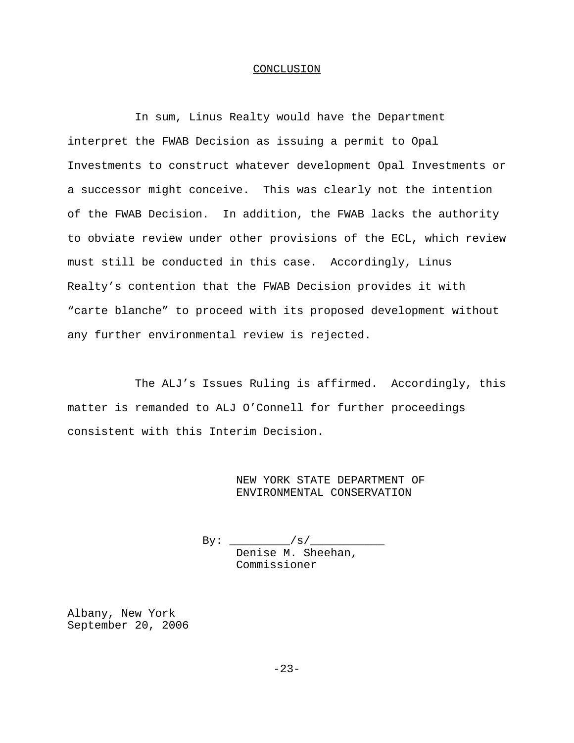## CONCLUSION

In sum, Linus Realty would have the Department interpret the FWAB Decision as issuing a permit to Opal Investments to construct whatever development Opal Investments or a successor might conceive. This was clearly not the intention of the FWAB Decision. In addition, the FWAB lacks the authority to obviate review under other provisions of the ECL, which review must still be conducted in this case. Accordingly, Linus Realty's contention that the FWAB Decision provides it with "carte blanche" to proceed with its proposed development without any further environmental review is rejected.

The ALJ's Issues Ruling is affirmed. Accordingly, this matter is remanded to ALJ O'Connell for further proceedings consistent with this Interim Decision.

NEW YORK STATE DEPARTMENT OF
ENVIRONMENTAL CONSERVATION

By: _________/s/___________
Denise M. Sheehan,
Commissioner

Albany, New York
September 20, 2006